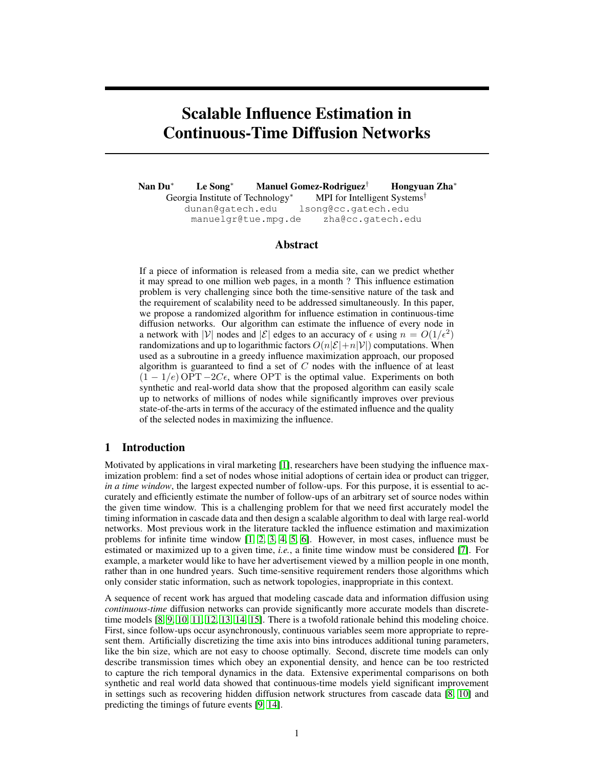# Scalable Influence Estimation in Continuous-Time Diffusion Networks

**Nan Du**[*] **Le Song**[*] **Manuel Gomez-Rodriguez**[†] **Hongyuan Zha**[*]
Georgia Institute of Technology[*] MPI for Intelligent Systems[†]
dunan@gatech.edu lsong@cc.gatech.edu
manuelgr@tue.mpg.de zha@cc.gatech.edu

## Abstract

If a piece of information is released from a media site, can we predict whether it may spread to one million web pages, in a month ? This influence estimation problem is very challenging since both the time-sensitive nature of the task and the requirement of scalability need to be addressed simultaneously. In this paper, we propose a randomized algorithm for influence estimation in continuous-time diffusion networks. Our algorithm can estimate the influence of every node in a network with $|\mathcal{V}|$ nodes and $|\mathcal{E}|$ edges to an accuracy of $\epsilon$ using $n = O(1/\epsilon^2)$ randomizations and up to logarithmic factors $O(n|\mathcal{E}|+n|\mathcal{V}|)$ computations. When used as a subroutine in a greedy influence maximization approach, our proposed algorithm is guaranteed to find a set of $C$ nodes with the influence of at least $(1 - 1/e)\,\mathrm{OPT} - 2C\epsilon$, where OPT is the optimal value. Experiments on both synthetic and real-world data show that the proposed algorithm can easily scale up to networks of millions of nodes while significantly improves over previous state-of-the-arts in terms of the accuracy of the estimated influence and the quality of the selected nodes in maximizing the influence.

## 1 Introduction

Motivated by applications in viral marketing [1], researchers have been studying the influence maximization problem: find a set of nodes whose initial adoptions of certain idea or product can trigger, *in a time window*, the largest expected number of follow-ups. For this purpose, it is essential to accurately and efficiently estimate the number of follow-ups of an arbitrary set of source nodes within the given time window. This is a challenging problem for that we need first accurately model the timing information in cascade data and then design a scalable algorithm to deal with large real-world networks. Most previous work in the literature tackled the influence estimation and maximization problems for infinite time window [1, 2, 3, 4, 5, 6]. However, in most cases, influence must be estimated or maximized up to a given time, *i.e.*, a finite time window must be considered [7]. For example, a marketer would like to have her advertisement viewed by a million people in one month, rather than in one hundred years. Such time-sensitive requirement renders those algorithms which only consider static information, such as network topologies, inappropriate in this context.

A sequence of recent work has argued that modeling cascade data and information diffusion using *continuous-time* diffusion networks can provide significantly more accurate models than discrete-time models [8, 9, 10, 11, 12, 13, 14, 15]. There is a twofold rationale behind this modeling choice. First, since follow-ups occur asynchronously, continuous variables seem more appropriate to represent them. Artificially discretizing the time axis into bins introduces additional tuning parameters, like the bin size, which are not easy to choose optimally. Second, discrete time models can only describe transmission times which obey an exponential density, and hence can be too restricted to capture the rich temporal dynamics in the data. Extensive experimental comparisons on both synthetic and real world data showed that continuous-time models yield significant improvement in settings such as recovering hidden diffusion network structures from cascade data [8, 10] and predicting the timings of future events [9, 14].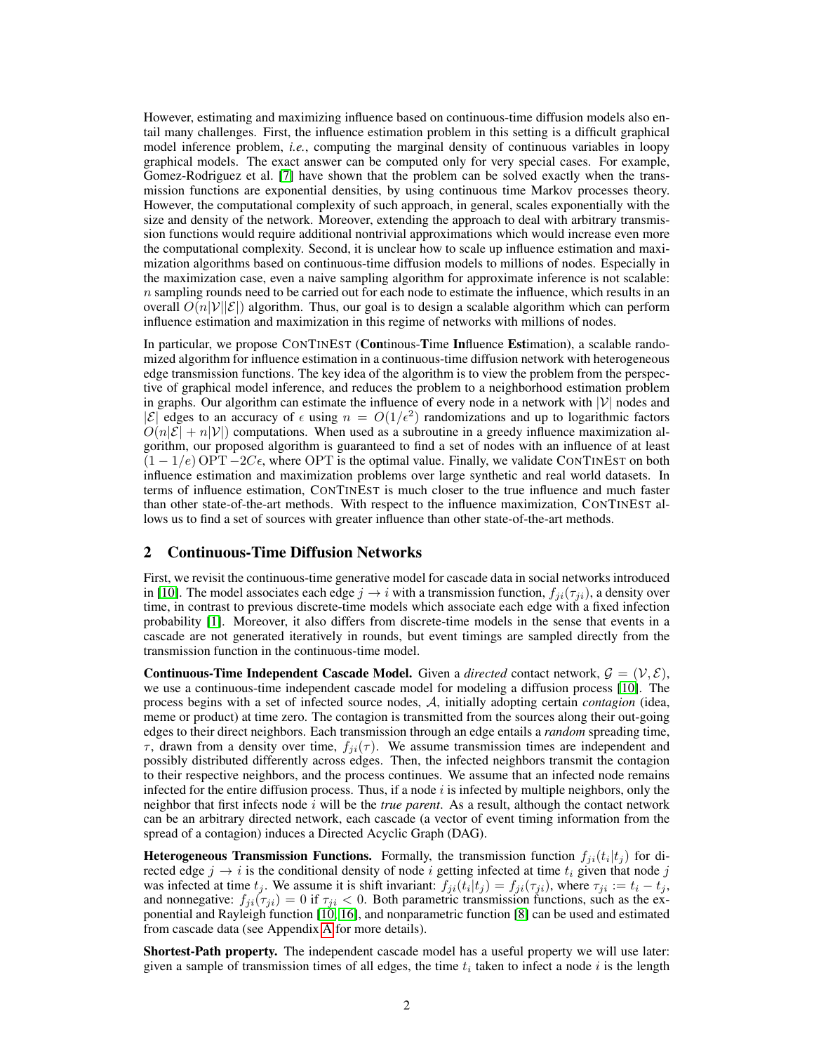However, estimating and maximizing influence based on continuous-time diffusion models also entail many challenges. First, the influence estimation problem in this setting is a difficult graphical model inference problem, *i.e.*, computing the marginal density of continuous variables in loopy graphical models. The exact answer can be computed only for very special cases. For example, Gomez-Rodriguez et al. [7] have shown that the problem can be solved exactly when the transmission functions are exponential densities, by using continuous time Markov processes theory. However, the computational complexity of such approach, in general, scales exponentially with the size and density of the network. Moreover, extending the approach to deal with arbitrary transmission functions would require additional nontrivial approximations which would increase even more the computational complexity. Second, it is unclear how to scale up influence estimation and maximization algorithms based on continuous-time diffusion models to millions of nodes. Especially in the maximization case, even a naive sampling algorithm for approximate inference is not scalable: $n$ sampling rounds need to be carried out for each node to estimate the influence, which results in an overall $O(n|\mathcal{V}||\mathcal{E}|)$ algorithm. Thus, our goal is to design a scalable algorithm which can perform influence estimation and maximization in this regime of networks with millions of nodes.

In particular, we propose ConTinEst (**Con**tinous-**T**ime **In**fluence **Est**imation), a scalable randomized algorithm for influence estimation in a continuous-time diffusion network with heterogeneous edge transmission functions. The key idea of the algorithm is to view the problem from the perspective of graphical model inference, and reduces the problem to a neighborhood estimation problem in graphs. Our algorithm can estimate the influence of every node in a network with $|\mathcal{V}|$ nodes and $|\mathcal{E}|$ edges to an accuracy of $\epsilon$ using $n = O(1/\epsilon^2)$ randomizations and up to logarithmic factors $O(n|\mathcal{E}| + n|\mathcal{V}|)$ computations. When used as a subroutine in a greedy influence maximization algorithm, our proposed algorithm is guaranteed to find a set of nodes with an influence of at least $(1 - 1/e)\,\mathrm{OPT} - 2C\epsilon$, where $\mathrm{OPT}$ is the optimal value. Finally, we validate ConTinEst on both influence estimation and maximization problems over large synthetic and real world datasets. In terms of influence estimation, ConTinEst is much closer to the true influence and much faster than other state-of-the-art methods. With respect to the influence maximization, ConTinEst allows us to find a set of sources with greater influence than other state-of-the-art methods.

## 2 Continuous-Time Diffusion Networks

First, we revisit the continuous-time generative model for cascade data in social networks introduced in [10]. The model associates each edge $j \to i$ with a transmission function, $f_{ji}(\tau_{ji})$, a density over time, in contrast to previous discrete-time models which associate each edge with a fixed infection probability [1]. Moreover, it also differs from discrete-time models in the sense that events in a cascade are not generated iteratively in rounds, but event timings are sampled directly from the transmission function in the continuous-time model.

**Continuous-Time Independent Cascade Model.** Given a *directed* contact network, $\mathcal{G} = (\mathcal{V}, \mathcal{E})$, we use a continuous-time independent cascade model for modeling a diffusion process [10]. The process begins with a set of infected source nodes, $\mathcal{A}$, initially adopting certain *contagion* (idea, meme or product) at time zero. The contagion is transmitted from the sources along their out-going edges to their direct neighbors. Each transmission through an edge entails a *random* spreading time, $\tau$, drawn from a density over time, $f_{ji}(\tau)$. We assume transmission times are independent and possibly distributed differently across edges. Then, the infected neighbors transmit the contagion to their respective neighbors, and the process continues. We assume that an infected node remains infected for the entire diffusion process. Thus, if a node $i$ is infected by multiple neighbors, only the neighbor that first infects node $i$ will be the *true parent*. As a result, although the contact network can be an arbitrary directed network, each cascade (a vector of event timing information from the spread of a contagion) induces a Directed Acyclic Graph (DAG).

**Heterogeneous Transmission Functions.** Formally, the transmission function $f_{ji}(t_i|t_j)$ for directed edge $j \to i$ is the conditional density of node $i$ getting infected at time $t_i$ given that node $j$ was infected at time $t_j$. We assume it is shift invariant: $f_{ji}(t_i|t_j) = f_{ji}(\tau_{ji})$, where $\tau_{ji} := t_i - t_j$, and nonnegative: $f_{ji}(\tau_{ji}) = 0$ if $\tau_{ji} < 0$. Both parametric transmission functions, such as the exponential and Rayleigh function [10, 16], and nonparametric function [8] can be used and estimated from cascade data (see Appendix A for more details).

**Shortest-Path property.** The independent cascade model has a useful property we will use later: given a sample of transmission times of all edges, the time $t_i$ taken to infect a node $i$ is the length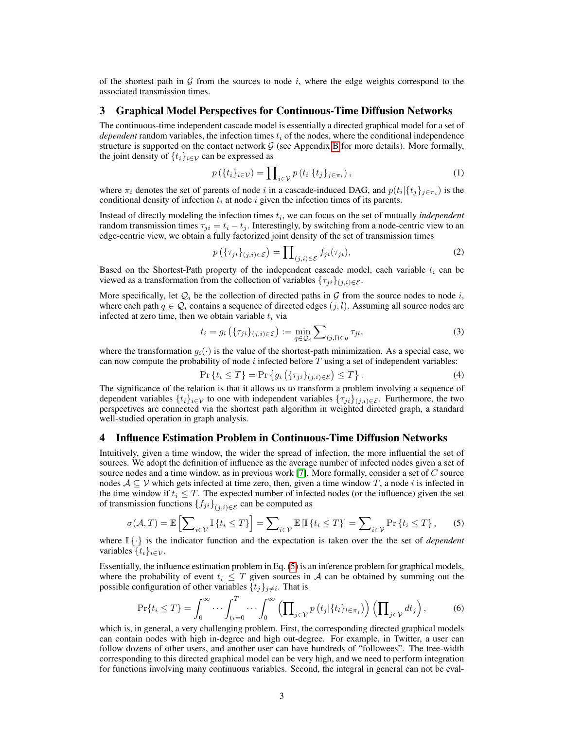of the shortest path in $\mathcal{G}$ from the sources to node $i$, where the edge weights correspond to the associated transmission times.

## 3 Graphical Model Perspectives for Continuous-Time Diffusion Networks

The continuous-time independent cascade model is essentially a directed graphical model for a set of *dependent* random variables, the infection times $t_i$ of the nodes, where the conditional independence structure is supported on the contact network $\mathcal{G}$ (see Appendix B for more details). More formally, the joint density of $\{t_i\}_{i \in \mathcal{V}}$ can be expressed as

$$p\left(\{t_i\}_{i\in\mathcal{V}}\right) = \prod\nolimits_{i\in\mathcal{V}} p\left(t_i | \{t_j\}_{j\in\pi_i}\right), \tag{1}$$

where $\pi_i$ denotes the set of parents of node $i$ in a cascade-induced DAG, and $p(t_i|\{t_j\}_{j\in\pi_i})$ is the conditional density of infection $t_i$ at node $i$ given the infection times of its parents.

Instead of directly modeling the infection times $t_i$, we can focus on the set of mutually *independent* random transmission times $\tau_{ji} = t_i - t_j$. Interestingly, by switching from a node-centric view to an edge-centric view, we obtain a fully factorized joint density of the set of transmission times

$$p\left(\{\tau_{ji}\}_{(j,i)\in\mathcal{E}}\right) = \prod\nolimits_{(j,i)\in\mathcal{E}} f_{ji}(\tau_{ji}), \tag{2}$$

Based on the Shortest-Path property of the independent cascade model, each variable $t_i$ can be viewed as a transformation from the collection of variables $\{\tau_{ji}\}_{(j,i)\in\mathcal{E}}$.

More specifically, let $\mathcal{Q}_i$ be the collection of directed paths in $\mathcal{G}$ from the source nodes to node $i$, where each path $q \in \mathcal{Q}_i$ contains a sequence of directed edges $(j, l)$. Assuming all source nodes are infected at zero time, then we obtain variable $t_i$ via

$$t_i = g_i\left(\{\tau_{ji}\}_{(j,i)\in\mathcal{E}}\right) := \min_{q\in\mathcal{Q}_i} \sum\nolimits_{(j,l)\in q} \tau_{jl}, \tag{3}$$

where the transformation $g_i(\cdot)$ is the value of the shortest-path minimization. As a special case, we can now compute the probability of node $i$ infected before $T$ using a set of independent variables:

$$\Pr\left\{t_i \leq T\right\} = \Pr\left\{g_i\left(\{\tau_{ji}\}_{(j,i)\in\mathcal{E}}\right) \leq T\right\}. \tag{4}$$

The significance of the relation is that it allows us to transform a problem involving a sequence of dependent variables $\{t_i\}_{i\in\mathcal{V}}$ to one with independent variables $\{\tau_{ji}\}_{(j,i)\in\mathcal{E}}$. Furthermore, the two perspectives are connected via the shortest path algorithm in weighted directed graph, a standard well-studied operation in graph analysis.

## 4 Influence Estimation Problem in Continuous-Time Diffusion Networks

Intuitively, given a time window, the wider the spread of infection, the more influential the set of sources. We adopt the definition of influence as the average number of infected nodes given a set of source nodes and a time window, as in previous work [7]. More formally, consider a set of $C$ source nodes $\mathcal{A} \subseteq \mathcal{V}$ which gets infected at time zero, then, given a time window $T$, a node $i$ is infected in the time window if $t_i \leq T$. The expected number of infected nodes (or the influence) given the set of transmission functions $\{f_{ji}\}_{(j,i)\in\mathcal{E}}$ can be computed as

$$\sigma(\mathcal{A}, T) = \mathbb{E}\left[\sum\nolimits_{i\in\mathcal{V}} \mathbb{I}\left\{t_i \leq T\right\}\right] = \sum\nolimits_{i\in\mathcal{V}} \mathbb{E}\left[\mathbb{I}\left\{t_i \leq T\right\}\right] = \sum\nolimits_{i\in\mathcal{V}} \Pr\left\{t_i \leq T\right\}, \tag{5}$$

where $\mathbb{I}\{\cdot\}$ is the indicator function and the expectation is taken over the the set of *dependent* variables $\{t_i\}_{i\in\mathcal{V}}$.

Essentially, the influence estimation problem in Eq. (5) is an inference problem for graphical models, where the probability of event $t_i \leq T$ given sources in $\mathcal{A}$ can be obtained by summing out the possible configuration of other variables $\{t_j\}_{j\neq i}$. That is

$$\Pr\{t_i \leq T\} = \int_0^\infty \cdots \int_{t_i=0}^T \cdots \int_0^\infty \left(\prod\nolimits_{j\in\mathcal{V}} p\left(t_j|\{t_l\}_{l\in\pi_j}\right)\right)\left(\prod\nolimits_{j\in\mathcal{V}} dt_j\right), \tag{6}$$

which is, in general, a very challenging problem. First, the corresponding directed graphical models can contain nodes with high in-degree and high out-degree. For example, in Twitter, a user can follow dozens of other users, and another user can have hundreds of "followees". The tree-width corresponding to this directed graphical model can be very high, and we need to perform integration for functions involving many continuous variables. Second, the integral in general can not be eval-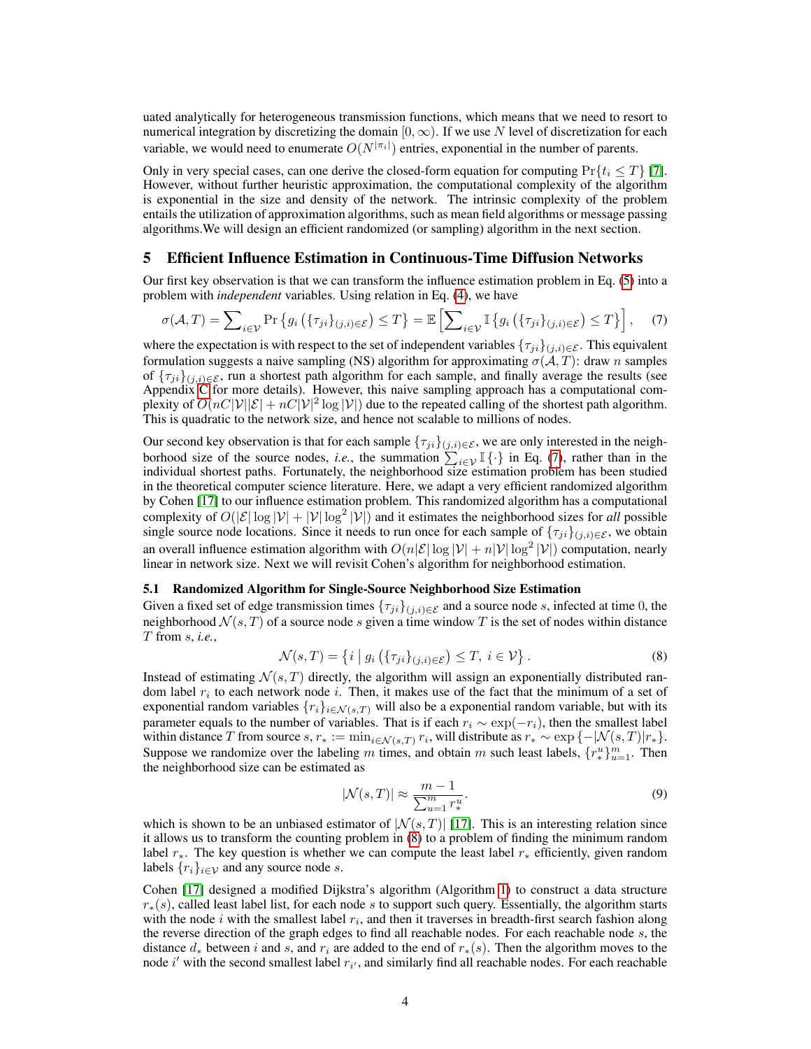uated analytically for heterogeneous transmission functions, which means that we need to resort to numerical integration by discretizing the domain $[0, \infty)$. If we use $N$ level of discretization for each variable, we would need to enumerate $O(N^{|\pi_i|})$ entries, exponential in the number of parents.

Only in very special cases, can one derive the closed-form equation for computing $\Pr\{t_i \leq T\}$ [7]. However, without further heuristic approximation, the computational complexity of the algorithm is exponential in the size and density of the network. The intrinsic complexity of the problem entails the utilization of approximation algorithms, such as mean field algorithms or message passing algorithms.We will design an efficient randomized (or sampling) algorithm in the next section.

## 5 Efficient Influence Estimation in Continuous-Time Diffusion Networks

Our first key observation is that we can transform the influence estimation problem in Eq. (5) into a problem with *independent* variables. Using relation in Eq. (4), we have

$$\sigma(\mathcal{A}, T) = \sum\nolimits_{i \in \mathcal{V}} \Pr\left\{ g_i\left( \{\tau_{ji}\}_{(j,i)\in\mathcal{E}} \right) \leq T \right\} = \mathbb{E}\left[ \sum\nolimits_{i\in\mathcal{V}} \mathbb{I}\left\{ g_i\left( \{\tau_{ji}\}_{(j,i)\in\mathcal{E}} \right) \leq T \right\} \right], \quad (7)$$

where the expectation is with respect to the set of independent variables $\{\tau_{ji}\}_{(j,i)\in\mathcal{E}}$. This equivalent formulation suggests a naive sampling (NS) algorithm for approximating $\sigma(\mathcal{A}, T)$: draw $n$ samples of $\{\tau_{ji}\}_{(j,i)\in\mathcal{E}}$, run a shortest path algorithm for each sample, and finally average the results (see Appendix C for more details). However, this naive sampling approach has a computational complexity of $O(nC|\mathcal{V}||\mathcal{E}| + nC|\mathcal{V}|^2 \log|\mathcal{V}|)$ due to the repeated calling of the shortest path algorithm. This is quadratic to the network size, and hence not scalable to millions of nodes.

Our second key observation is that for each sample $\{\tau_{ji}\}_{(j,i)\in\mathcal{E}}$, we are only interested in the neighborhood size of the source nodes, *i.e.*, the summation $\sum_{i\in\mathcal{V}} \mathbb{I}\{\cdot\}$ in Eq. (7), rather than in the individual shortest paths. Fortunately, the neighborhood size estimation problem has been studied in the theoretical computer science literature. Here, we adapt a very efficient randomized algorithm by Cohen [17] to our influence estimation problem. This randomized algorithm has a computational complexity of $O(|\mathcal{E}|\log|\mathcal{V}| + |\mathcal{V}|\log^2|\mathcal{V}|)$ and it estimates the neighborhood sizes for *all* possible single source node locations. Since it needs to run once for each sample of $\{\tau_{ji}\}_{(j,i)\in\mathcal{E}}$, we obtain an overall influence estimation algorithm with $O(n|\mathcal{E}|\log|\mathcal{V}| + n|\mathcal{V}|\log^2|\mathcal{V}|)$ computation, nearly linear in network size. Next we will revisit Cohen's algorithm for neighborhood estimation.

### 5.1 Randomized Algorithm for Single-Source Neighborhood Size Estimation

Given a fixed set of edge transmission times $\{\tau_{ji}\}_{(j,i)\in\mathcal{E}}$ and a source node $s$, infected at time 0, the neighborhood $\mathcal{N}(s, T)$ of a source node $s$ given a time window $T$ is the set of nodes within distance $T$ from $s$, *i.e.*,

$$\mathcal{N}(s,T) = \left\{ i \mid g_i\left( \{\tau_{ji}\}_{(j,i)\in\mathcal{E}} \right) \leq T,\ i \in \mathcal{V} \right\}. \quad (8)$$

Instead of estimating $\mathcal{N}(s, T)$ directly, the algorithm will assign an exponentially distributed random label $r_i$ to each network node $i$. Then, it makes use of the fact that the minimum of a set of exponential random variables $\{r_i\}_{i\in\mathcal{N}(s,T)}$ will also be a exponential random variable, but with its parameter equals to the number of variables. That is if each $r_i \sim \exp(-r_i)$, then the smallest label within distance $T$ from source $s$, $r_* := \min_{i\in\mathcal{N}(s,T)} r_i$, will distribute as $r_* \sim \exp\{-|\mathcal{N}(s,T)|r_*\}$. Suppose we randomize over the labeling $m$ times, and obtain $m$ such least labels, $\{r_*^u\}_{u=1}^m$. Then the neighborhood size can be estimated as

$$|\mathcal{N}(s,T)| \approx \frac{m-1}{\sum_{u=1}^m r_*^u}. \quad (9)$$

which is shown to be an unbiased estimator of $|\mathcal{N}(s,T)|$ [17]. This is an interesting relation since it allows us to transform the counting problem in (8) to a problem of finding the minimum random label $r_*$. The key question is whether we can compute the least label $r_*$ efficiently, given random labels $\{r_i\}_{i\in\mathcal{V}}$ and any source node $s$.

Cohen [17] designed a modified Dijkstra's algorithm (Algorithm 1) to construct a data structure $r_*(s)$, called least label list, for each node $s$ to support such query. Essentially, the algorithm starts with the node $i$ with the smallest label $r_i$, and then it traverses in breadth-first search fashion along the reverse direction of the graph edges to find all reachable nodes. For each reachable node $s$, the distance $d_*$ between $i$ and $s$, and $r_i$ are added to the end of $r_*(s)$. Then the algorithm moves to the node $i'$ with the second smallest label $r_{i'}$, and similarly find all reachable nodes. For each reachable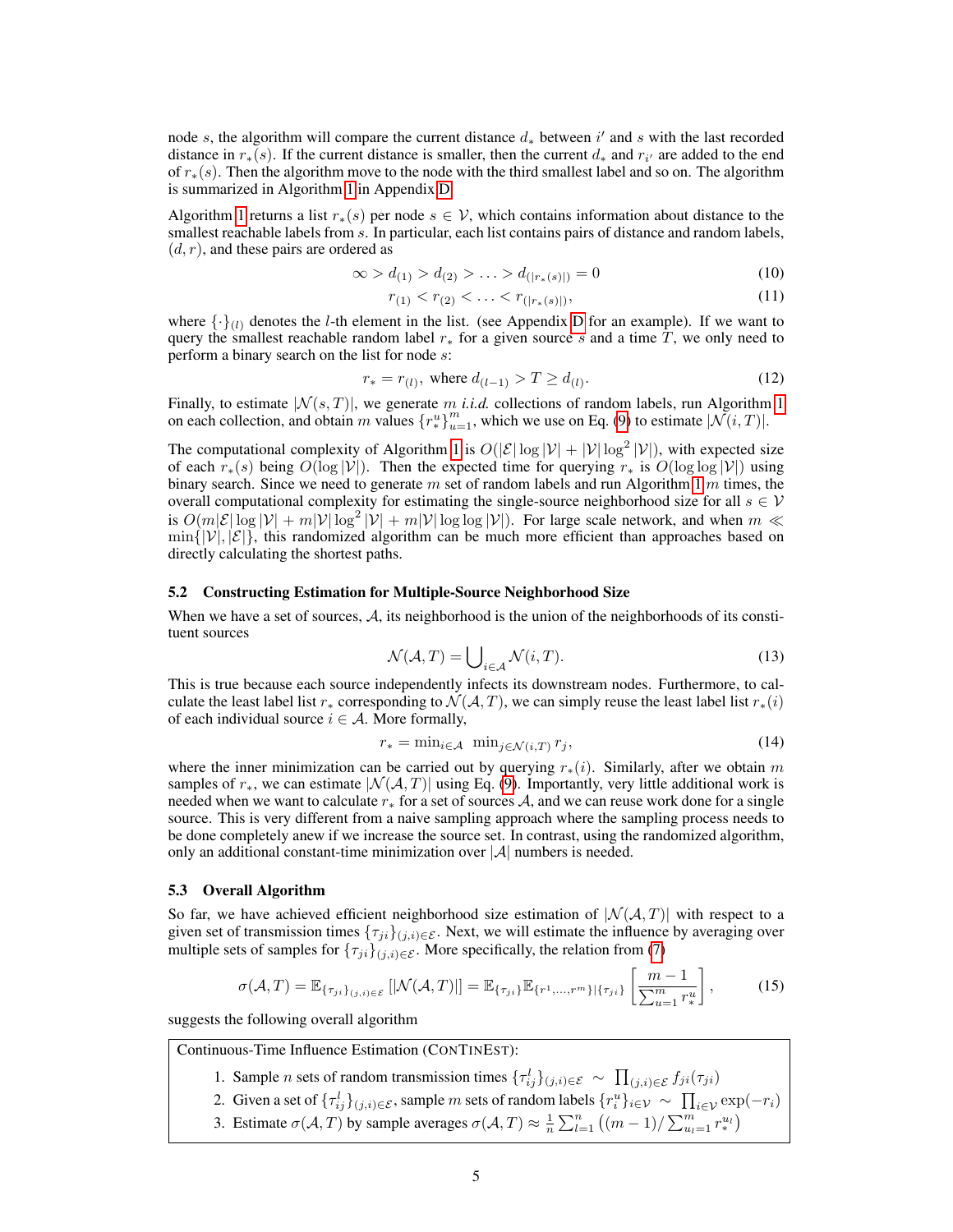node $s$, the algorithm will compare the current distance $d_*$ between $i'$ and $s$ with the last recorded distance in $r_*(s)$. If the current distance is smaller, then the current $d_*$ and $r_{i'}$ are added to the end of $r_*(s)$. Then the algorithm move to the node with the third smallest label and so on. The algorithm is summarized in Algorithm 1 in Appendix D.

Algorithm 1 returns a list $r_*(s)$ per node $s \in \mathcal{V}$, which contains information about distance to the smallest reachable labels from $s$. In particular, each list contains pairs of distance and random labels, $(d, r)$, and these pairs are ordered as

$$\infty > d_{(1)} > d_{(2)} > \ldots > d_{(|r_*(s)|)} = 0 \tag{10}$$

$$r_{(1)} < r_{(2)} < \ldots < r_{(|r_*(s)|)}, \tag{11}$$

where $\{\cdot\}_{(l)}$ denotes the $l$-th element in the list. (see Appendix D for an example). If we want to query the smallest reachable random label $r_*$ for a given source $s$ and a time $T$, we only need to perform a binary search on the list for node $s$:

$$r_* = r_{(l)}, \text{ where } d_{(l-1)} > T \geq d_{(l)}. \tag{12}$$

Finally, to estimate $|\mathcal{N}(s, T)|$, we generate $m$ *i.i.d.* collections of random labels, run Algorithm 1 on each collection, and obtain $m$ values $\{r_*^u\}_{u=1}^m$, which we use on Eq. (9) to estimate $|\mathcal{N}(i, T)|$.

The computational complexity of Algorithm 1 is $O(|\mathcal{E}| \log |\mathcal{V}| + |\mathcal{V}| \log^2 |\mathcal{V}|)$, with expected size of each $r_*(s)$ being $O(\log |\mathcal{V}|)$. Then the expected time for querying $r_*$ is $O(\log \log |\mathcal{V}|)$ using binary search. Since we need to generate $m$ set of random labels and run Algorithm 1 $m$ times, the overall computational complexity for estimating the single-source neighborhood size for all $s \in \mathcal{V}$ is $O(m|\mathcal{E}| \log |\mathcal{V}| + m|\mathcal{V}| \log^2 |\mathcal{V}| + m|\mathcal{V}| \log \log |\mathcal{V}|)$. For large scale network, and when $m \ll \min\{|\mathcal{V}|, |\mathcal{E}|\}$, this randomized algorithm can be much more efficient than approaches based on directly calculating the shortest paths.

### 5.2 Constructing Estimation for Multiple-Source Neighborhood Size

When we have a set of sources, $\mathcal{A}$, its neighborhood is the union of the neighborhoods of its constituent sources

$$\mathcal{N}(\mathcal{A}, T) = \bigcup_{i \in \mathcal{A}} \mathcal{N}(i, T). \tag{13}$$

This is true because each source independently infects its downstream nodes. Furthermore, to calculate the least label list $r_*$ corresponding to $\mathcal{N}(\mathcal{A}, T)$, we can simply reuse the least label list $r_*(i)$ of each individual source $i \in \mathcal{A}$. More formally,

$$r_* = \min_{i \in \mathcal{A}} \; \min_{j \in \mathcal{N}(i,T)} r_j, \tag{14}$$

where the inner minimization can be carried out by querying $r_*(i)$. Similarly, after we obtain $m$ samples of $r_*$, we can estimate $|\mathcal{N}(\mathcal{A}, T)|$ using Eq. (9). Importantly, very little additional work is needed when we want to calculate $r_*$ for a set of sources $\mathcal{A}$, and we can reuse work done for a single source. This is very different from a naive sampling approach where the sampling process needs to be done completely anew if we increase the source set. In contrast, using the randomized algorithm, only an additional constant-time minimization over $|\mathcal{A}|$ numbers is needed.

### 5.3 Overall Algorithm

So far, we have achieved efficient neighborhood size estimation of $|\mathcal{N}(\mathcal{A}, T)|$ with respect to a given set of transmission times $\{\tau_{ji}\}_{(j,i) \in \mathcal{E}}$. Next, we will estimate the influence by averaging over multiple sets of samples for $\{\tau_{ji}\}_{(j,i) \in \mathcal{E}}$. More specifically, the relation from (7)

$$\sigma(\mathcal{A}, T) = \mathbb{E}_{\{\tau_{ji}\}_{(j,i) \in \mathcal{E}}} \left[ |\mathcal{N}(\mathcal{A}, T)| \right] = \mathbb{E}_{\{\tau_{ji}\}} \mathbb{E}_{\{r^1, \ldots, r^m\} | \{\tau_{ji}\}} \left[ \frac{m-1}{\sum_{u=1}^m r_*^u} \right], \tag{15}$$

suggests the following overall algorithm

> Continuous-Time Influence Estimation (ContinEst):
>
> 1. Sample $n$ sets of random transmission times $\{\tau_{ij}^l\}_{(j,i) \in \mathcal{E}} \sim \prod_{(j,i) \in \mathcal{E}} f_{ji}(\tau_{ji})$
> 2. Given a set of $\{\tau_{ij}^l\}_{(j,i) \in \mathcal{E}}$, sample $m$ sets of random labels $\{r_i^u\}_{i \in \mathcal{V}} \sim \prod_{i \in \mathcal{V}} \exp(-r_i)$
> 3. Estimate $\sigma(\mathcal{A}, T)$ by sample averages $\sigma(\mathcal{A}, T) \approx \frac{1}{n} \sum_{l=1}^n \left( (m-1) / \sum_{u_l=1}^m r_*^{u_l} \right)$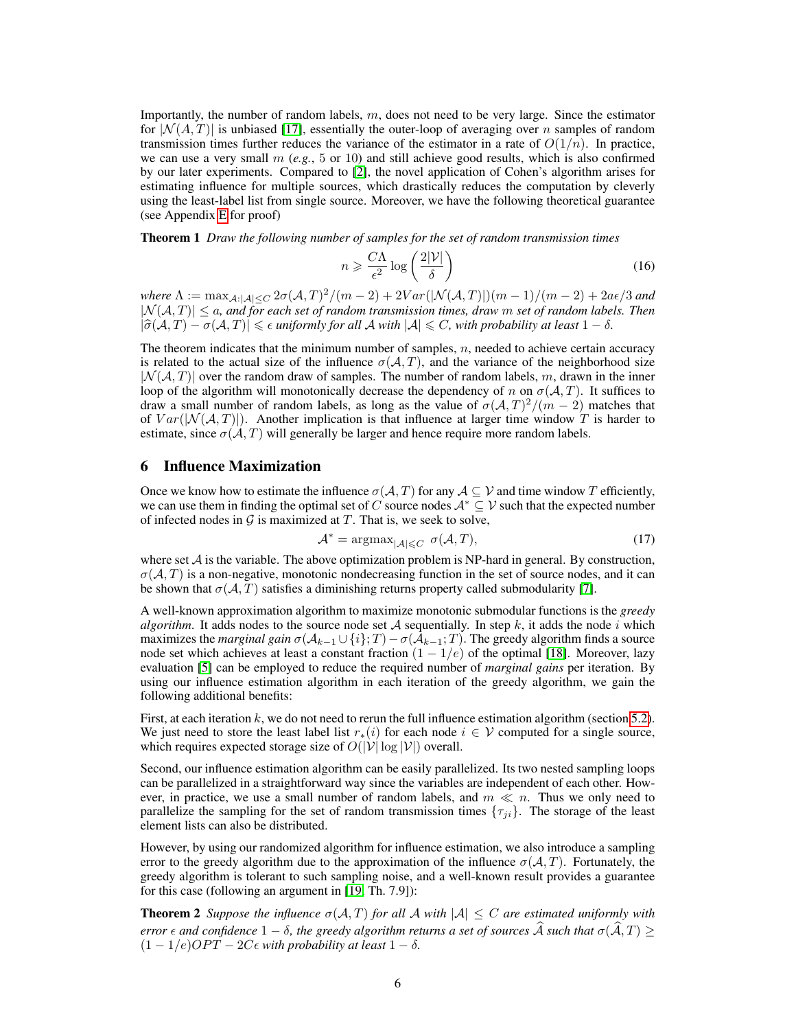Importantly, the number of random labels, $m$, does not need to be very large. Since the estimator for $|\mathcal{N}(A,T)|$ is unbiased [17], essentially the outer-loop of averaging over $n$ samples of random transmission times further reduces the variance of the estimator in a rate of $O(1/n)$. In practice, we can use a very small $m$ (*e.g.*, 5 or 10) and still achieve good results, which is also confirmed by our later experiments. Compared to [2], the novel application of Cohen's algorithm arises for estimating influence for multiple sources, which drastically reduces the computation by cleverly using the least-label list from single source. Moreover, we have the following theoretical guarantee (see Appendix E for proof)

**Theorem 1** *Draw the following number of samples for the set of random transmission times*

$$n \geqslant \frac{C\Lambda}{\epsilon^2} \log\left(\frac{2|\mathcal{V}|}{\delta}\right) \tag{16}$$

*where* $\Lambda := \max_{\mathcal{A}:|\mathcal{A}|\leq C} 2\sigma(\mathcal{A},T)^2/(m-2) + 2Var(|\mathcal{N}(\mathcal{A},T)|)(m-1)/(m-2) + 2a\epsilon/3$ *and* $|\mathcal{N}(\mathcal{A},T)| \leq a$*, and for each set of random transmission times, draw* $m$ *set of random labels. Then* $|\widehat{\sigma}(\mathcal{A},T) - \sigma(\mathcal{A},T)| \leqslant \epsilon$ *uniformly for all* $\mathcal{A}$ *with* $|\mathcal{A}| \leqslant C$*, with probability at least* $1-\delta$*.*

The theorem indicates that the minimum number of samples, $n$, needed to achieve certain accuracy is related to the actual size of the influence $\sigma(\mathcal{A},T)$, and the variance of the neighborhood size $|\mathcal{N}(\mathcal{A},T)|$ over the random draw of samples. The number of random labels, $m$, drawn in the inner loop of the algorithm will monotonically decrease the dependency of $n$ on $\sigma(\mathcal{A},T)$. It suffices to draw a small number of random labels, as long as the value of $\sigma(\mathcal{A},T)^2/(m-2)$ matches that of $Var(|\mathcal{N}(\mathcal{A},T)|)$. Another implication is that influence at larger time window $T$ is harder to estimate, since $\sigma(\mathcal{A},T)$ will generally be larger and hence require more random labels.

## 6 Influence Maximization

Once we know how to estimate the influence $\sigma(\mathcal{A},T)$ for any $\mathcal{A} \subseteq \mathcal{V}$ and time window $T$ efficiently, we can use them in finding the optimal set of $C$ source nodes $\mathcal{A}^* \subseteq \mathcal{V}$ such that the expected number of infected nodes in $\mathcal{G}$ is maximized at $T$. That is, we seek to solve,

$$\mathcal{A}^* = \operatorname{argmax}_{|\mathcal{A}|\leqslant C}\ \sigma(\mathcal{A},T), \tag{17}$$

where set $\mathcal{A}$ is the variable. The above optimization problem is NP-hard in general. By construction, $\sigma(\mathcal{A},T)$ is a non-negative, monotonic nondecreasing function in the set of source nodes, and it can be shown that $\sigma(\mathcal{A},T)$ satisfies a diminishing returns property called submodularity [7].

A well-known approximation algorithm to maximize monotonic submodular functions is the *greedy algorithm*. It adds nodes to the source node set $\mathcal{A}$ sequentially. In step $k$, it adds the node $i$ which maximizes the *marginal gain* $\sigma(\mathcal{A}_{k-1}\cup\{i\};T) - \sigma(\mathcal{A}_{k-1};T)$. The greedy algorithm finds a source node set which achieves at least a constant fraction $(1-1/e)$ of the optimal [18]. Moreover, lazy evaluation [5] can be employed to reduce the required number of *marginal gains* per iteration. By using our influence estimation algorithm in each iteration of the greedy algorithm, we gain the following additional benefits:

First, at each iteration $k$, we do not need to rerun the full influence estimation algorithm (section 5.2). We just need to store the least label list $r_*(i)$ for each node $i \in \mathcal{V}$ computed for a single source, which requires expected storage size of $O(|\mathcal{V}|\log|\mathcal{V}|)$ overall.

Second, our influence estimation algorithm can be easily parallelized. Its two nested sampling loops can be parallelized in a straightforward way since the variables are independent of each other. However, in practice, we use a small number of random labels, and $m \ll n$. Thus we only need to parallelize the sampling for the set of random transmission times $\{\tau_{ji}\}$. The storage of the least element lists can also be distributed.

However, by using our randomized algorithm for influence estimation, we also introduce a sampling error to the greedy algorithm due to the approximation of the influence $\sigma(\mathcal{A},T)$. Fortunately, the greedy algorithm is tolerant to such sampling noise, and a well-known result provides a guarantee for this case (following an argument in [19, Th. 7.9]):

**Theorem 2** *Suppose the influence* $\sigma(\mathcal{A},T)$ *for all* $\mathcal{A}$ *with* $|\mathcal{A}| \leq C$ *are estimated uniformly with error* $\epsilon$ *and confidence* $1-\delta$*, the greedy algorithm returns a set of sources* $\widehat{\mathcal{A}}$ *such that* $\sigma(\widehat{\mathcal{A}},T) \geq (1-1/e)OPT - 2C\epsilon$ *with probability at least* $1-\delta$*.*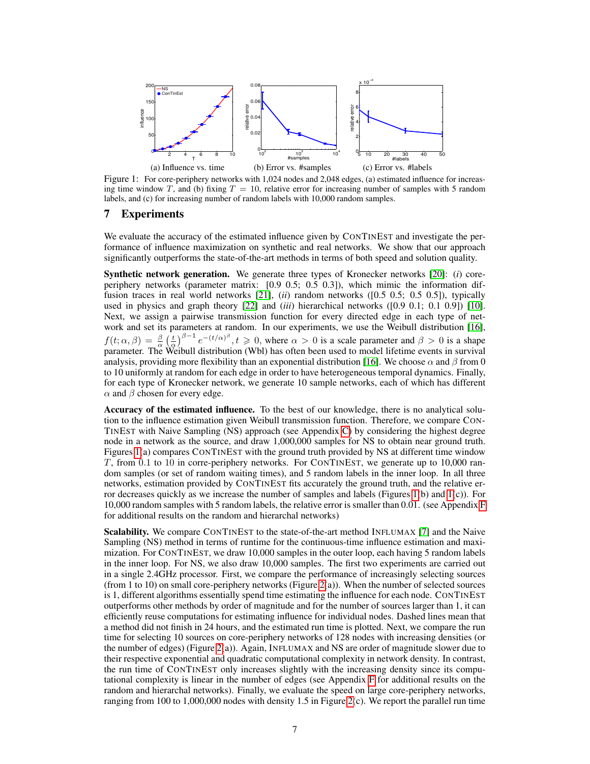Figure 1: For core-periphery networks with 1,024 nodes and 2,048 edges, (a) estimated influence for increasing time window $T$, and (b) fixing $T = 10$, relative error for increasing number of samples with 5 random labels, and (c) for increasing number of random labels with 10,000 random samples.

## 7 Experiments

We evaluate the accuracy of the estimated influence given by ConTinEst and investigate the performance of influence maximization on synthetic and real networks. We show that our approach significantly outperforms the state-of-the-art methods in terms of both speed and solution quality.

**Synthetic network generation.** We generate three types of Kronecker networks [20]: (*i*) core-periphery networks (parameter matrix: [0.9 0.5; 0.5 0.3]), which mimic the information diffusion traces in real world networks [21], (*ii*) random networks ([0.5 0.5; 0.5 0.5]), typically used in physics and graph theory [22] and (*iii*) hierarchical networks ([0.9 0.1; 0.1 0.9]) [10]. Next, we assign a pairwise transmission function for every directed edge in each type of network and set its parameters at random. In our experiments, we use the Weibull distribution [16], $f(t; \alpha, \beta) = \frac{\beta}{\alpha} \left(\frac{t}{\alpha}\right)^{\beta-1} e^{-(t/\alpha)^{\beta}}, t \geqslant 0$, where $\alpha > 0$ is a scale parameter and $\beta > 0$ is a shape parameter. The Weibull distribution (Wbl) has often been used to model lifetime events in survival analysis, providing more flexibility than an exponential distribution [16]. We choose $\alpha$ and $\beta$ from 0 to 10 uniformly at random for each edge in order to have heterogeneous temporal dynamics. Finally, for each type of Kronecker network, we generate 10 sample networks, each of which has different $\alpha$ and $\beta$ chosen for every edge.

**Accuracy of the estimated influence.** To the best of our knowledge, there is no analytical solution to the influence estimation given Weibull transmission function. Therefore, we compare ConTinEst with Naive Sampling (NS) approach (see Appendix C) by considering the highest degree node in a network as the source, and draw 1,000,000 samples for NS to obtain near ground truth. Figures 1(a) compares ConTinEst with the ground truth provided by NS at different time window $T$, from 0.1 to 10 in corre-periphery networks. For ConTinEst, we generate up to 10,000 random samples (or set of random waiting times), and 5 random labels in the inner loop. In all three networks, estimation provided by ConTinEst fits accurately the ground truth, and the relative error decreases quickly as we increase the number of samples and labels (Figures 1(b) and 1(c)). For 10,000 random samples with 5 random labels, the relative error is smaller than 0.01. (see Appendix F for additional results on the random and hierarchal networks)

**Scalability.** We compare ConTinEst to the state-of-the-art method Influmax [7] and the Naive Sampling (NS) method in terms of runtime for the continuous-time influence estimation and maximization. For ConTinEst, we draw 10,000 samples in the outer loop, each having 5 random labels in the inner loop. For NS, we also draw 10,000 samples. The first two experiments are carried out in a single 2.4GHz processor. First, we compare the performance of increasingly selecting sources (from 1 to 10) on small core-periphery networks (Figure 2(a)). When the number of selected sources is 1, different algorithms essentially spend time estimating the influence for each node. ConTinEst outperforms other methods by order of magnitude and for the number of sources larger than 1, it can efficiently reuse computations for estimating influence for individual nodes. Dashed lines mean that a method did not finish in 24 hours, and the estimated run time is plotted. Next, we compare the run time for selecting 10 sources on core-periphery networks of 128 nodes with increasing densities (or the number of edges) (Figure 2(a)). Again, Influmax and NS are order of magnitude slower due to their respective exponential and quadratic computational complexity in network density. In contrast, the run time of ConTinEst only increases slightly with the increasing density since its computational complexity is linear in the number of edges (see Appendix F for additional results on the random and hierarchal networks). Finally, we evaluate the speed on large core-periphery networks, ranging from 100 to 1,000,000 nodes with density 1.5 in Figure 2(c). We report the parallel run time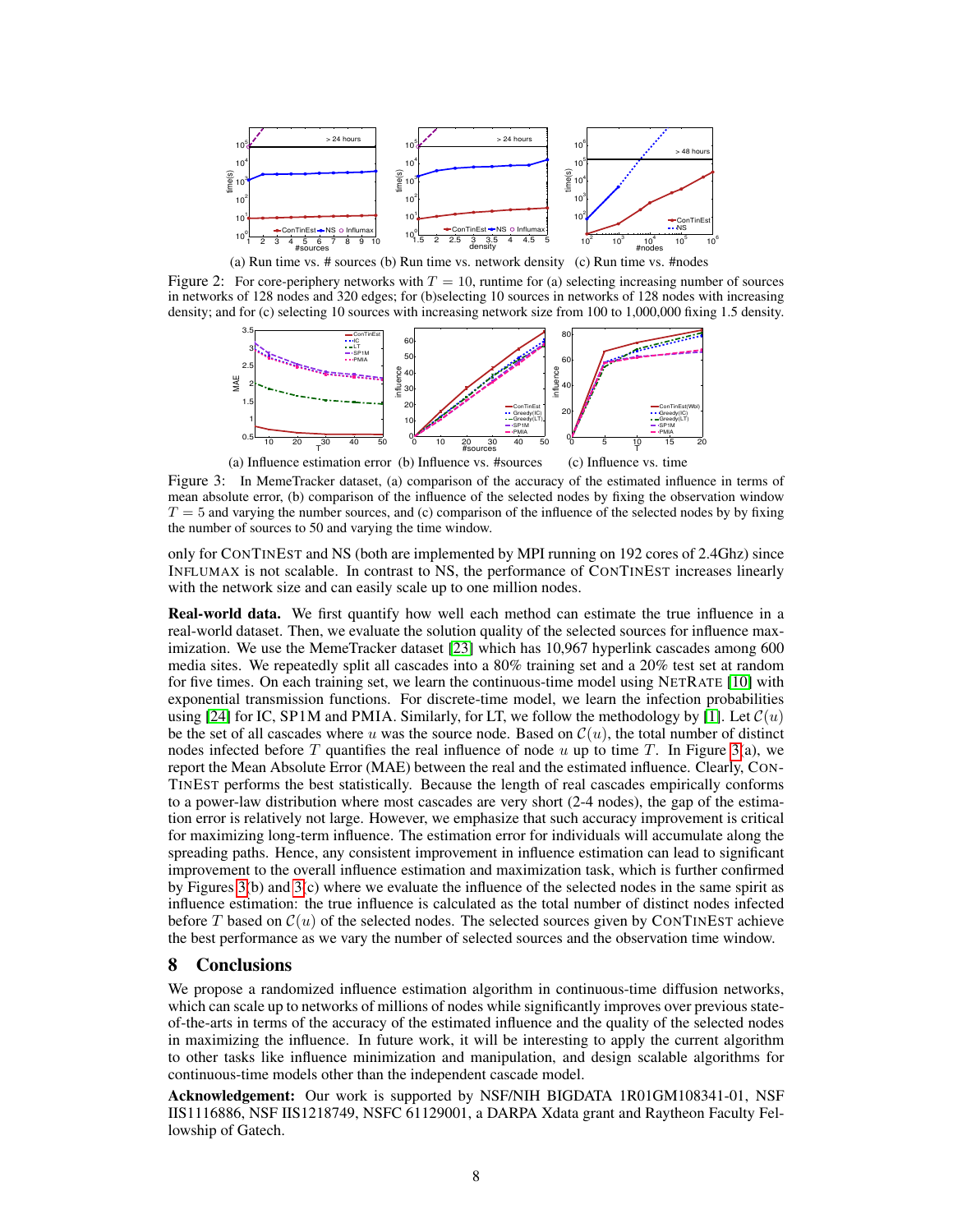(a) Run time vs. # sources (b) Run time vs. network density (c) Run time vs. #nodes

Figure 2: For core-periphery networks with $T = 10$, runtime for (a) selecting increasing number of sources in networks of 128 nodes and 320 edges; for (b)selecting 10 sources in networks of 128 nodes with increasing density; and for (c) selecting 10 sources with increasing network size from 100 to 1,000,000 fixing 1.5 density.

(a) Influence estimation error (b) Influence vs. #sources (c) Influence vs. time

Figure 3: In MemeTracker dataset, (a) comparison of the accuracy of the estimated influence in terms of mean absolute error, (b) comparison of the influence of the selected nodes by fixing the observation window $T = 5$ and varying the number sources, and (c) comparison of the influence of the selected nodes by by fixing the number of sources to 50 and varying the time window.

only for ConTinEst and NS (both are implemented by MPI running on 192 cores of 2.4Ghz) since Influmax is not scalable. In contrast to NS, the performance of ConTinEst increases linearly with the network size and can easily scale up to one million nodes.

**Real-world data.** We first quantify how well each method can estimate the true influence in a real-world dataset. Then, we evaluate the solution quality of the selected sources for influence maximization. We use the MemeTracker dataset [23] which has 10,967 hyperlink cascades among 600 media sites. We repeatedly split all cascades into a 80% training set and a 20% test set at random for five times. On each training set, we learn the continuous-time model using NetRate [10] with exponential transmission functions. For discrete-time model, we learn the infection probabilities using [24] for IC, SP1M and PMIA. Similarly, for LT, we follow the methodology by [1]. Let $\mathcal{C}(u)$ be the set of all cascades where $u$ was the source node. Based on $\mathcal{C}(u)$, the total number of distinct nodes infected before $T$ quantifies the real influence of node $u$ up to time $T$. In Figure 3(a), we report the Mean Absolute Error (MAE) between the real and the estimated influence. Clearly, ConTinEst performs the best statistically. Because the length of real cascades empirically conforms to a power-law distribution where most cascades are very short (2-4 nodes), the gap of the estimation error is relatively not large. However, we emphasize that such accuracy improvement is critical for maximizing long-term influence. The estimation error for individuals will accumulate along the spreading paths. Hence, any consistent improvement in influence estimation can lead to significant improvement to the overall influence estimation and maximization task, which is further confirmed by Figures 3(b) and 3(c) where we evaluate the influence of the selected nodes in the same spirit as influence estimation: the true influence is calculated as the total number of distinct nodes infected before $T$ based on $\mathcal{C}(u)$ of the selected nodes. The selected sources given by ConTinEst achieve the best performance as we vary the number of selected sources and the observation time window.

## 8 Conclusions

We propose a randomized influence estimation algorithm in continuous-time diffusion networks, which can scale up to networks of millions of nodes while significantly improves over previous state-of-the-arts in terms of the accuracy of the estimated influence and the quality of the selected nodes in maximizing the influence. In future work, it will be interesting to apply the current algorithm to other tasks like influence minimization and manipulation, and design scalable algorithms for continuous-time models other than the independent cascade model.

**Acknowledgement:** Our work is supported by NSF/NIH BIGDATA 1R01GM108341-01, NSF IIS1116886, NSF IIS1218749, NSFC 61129001, a DARPA Xdata grant and Raytheon Faculty Fellowship of Gatech.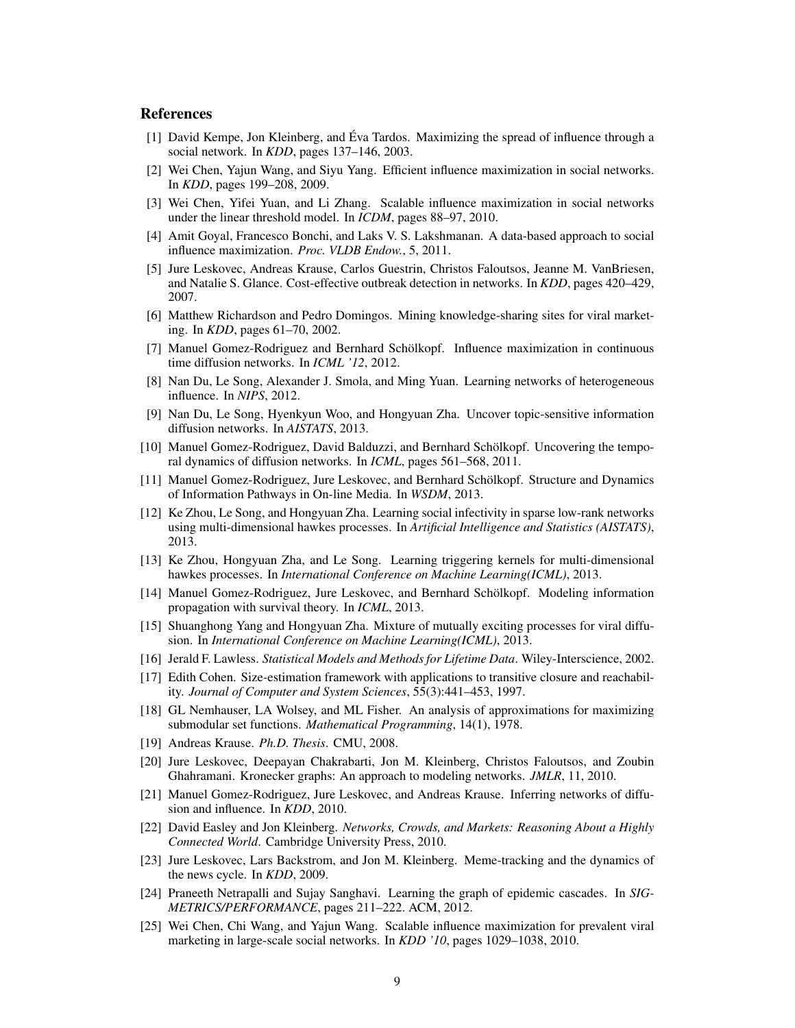## References

[1] David Kempe, Jon Kleinberg, and Éva Tardos. Maximizing the spread of influence through a social network. In *KDD*, pages 137–146, 2003.

[2] Wei Chen, Yajun Wang, and Siyu Yang. Efficient influence maximization in social networks. In *KDD*, pages 199–208, 2009.

[3] Wei Chen, Yifei Yuan, and Li Zhang. Scalable influence maximization in social networks under the linear threshold model. In *ICDM*, pages 88–97, 2010.

[4] Amit Goyal, Francesco Bonchi, and Laks V. S. Lakshmanan. A data-based approach to social influence maximization. *Proc. VLDB Endow.*, 5, 2011.

[5] Jure Leskovec, Andreas Krause, Carlos Guestrin, Christos Faloutsos, Jeanne M. VanBriesen, and Natalie S. Glance. Cost-effective outbreak detection in networks. In *KDD*, pages 420–429, 2007.

[6] Matthew Richardson and Pedro Domingos. Mining knowledge-sharing sites for viral marketing. In *KDD*, pages 61–70, 2002.

[7] Manuel Gomez-Rodriguez and Bernhard Schölkopf. Influence maximization in continuous time diffusion networks. In *ICML '12*, 2012.

[8] Nan Du, Le Song, Alexander J. Smola, and Ming Yuan. Learning networks of heterogeneous influence. In *NIPS*, 2012.

[9] Nan Du, Le Song, Hyenkyun Woo, and Hongyuan Zha. Uncover topic-sensitive information diffusion networks. In *AISTATS*, 2013.

[10] Manuel Gomez-Rodriguez, David Balduzzi, and Bernhard Schölkopf. Uncovering the temporal dynamics of diffusion networks. In *ICML*, pages 561–568, 2011.

[11] Manuel Gomez-Rodriguez, Jure Leskovec, and Bernhard Schölkopf. Structure and Dynamics of Information Pathways in On-line Media. In *WSDM*, 2013.

[12] Ke Zhou, Le Song, and Hongyuan Zha. Learning social infectivity in sparse low-rank networks using multi-dimensional hawkes processes. In *Artificial Intelligence and Statistics (AISTATS)*, 2013.

[13] Ke Zhou, Hongyuan Zha, and Le Song. Learning triggering kernels for multi-dimensional hawkes processes. In *International Conference on Machine Learning(ICML)*, 2013.

[14] Manuel Gomez-Rodriguez, Jure Leskovec, and Bernhard Schölkopf. Modeling information propagation with survival theory. In *ICML*, 2013.

[15] Shuanghong Yang and Hongyuan Zha. Mixture of mutually exciting processes for viral diffusion. In *International Conference on Machine Learning(ICML)*, 2013.

[16] Jerald F. Lawless. *Statistical Models and Methods for Lifetime Data*. Wiley-Interscience, 2002.

[17] Edith Cohen. Size-estimation framework with applications to transitive closure and reachability. *Journal of Computer and System Sciences*, 55(3):441–453, 1997.

[18] GL Nemhauser, LA Wolsey, and ML Fisher. An analysis of approximations for maximizing submodular set functions. *Mathematical Programming*, 14(1), 1978.

[19] Andreas Krause. *Ph.D. Thesis*. CMU, 2008.

[20] Jure Leskovec, Deepayan Chakrabarti, Jon M. Kleinberg, Christos Faloutsos, and Zoubin Ghahramani. Kronecker graphs: An approach to modeling networks. *JMLR*, 11, 2010.

[21] Manuel Gomez-Rodriguez, Jure Leskovec, and Andreas Krause. Inferring networks of diffusion and influence. In *KDD*, 2010.

[22] David Easley and Jon Kleinberg. *Networks, Crowds, and Markets: Reasoning About a Highly Connected World*. Cambridge University Press, 2010.

[23] Jure Leskovec, Lars Backstrom, and Jon M. Kleinberg. Meme-tracking and the dynamics of the news cycle. In *KDD*, 2009.

[24] Praneeth Netrapalli and Sujay Sanghavi. Learning the graph of epidemic cascades. In *SIGMETRICS/PERFORMANCE*, pages 211–222. ACM, 2012.

[25] Wei Chen, Chi Wang, and Yajun Wang. Scalable influence maximization for prevalent viral marketing in large-scale social networks. In *KDD '10*, pages 1029–1038, 2010.